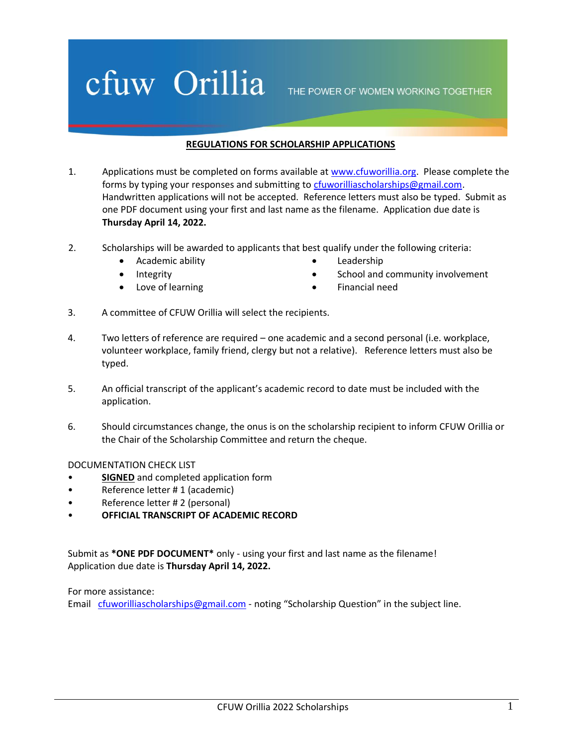cfuw Orillia THE POWER OF WOMEN WORKING TOGETHER

## REGULATIONS FOR SCHOLARSHIP APPLICATIONS

1. Applications must be completed on forms available at www.cfuworillia.org. Please complete the forms by typing your responses and submitting to cfuworilliascholarships@gmail.com. Handwritten applications will not be accepted. Reference letters must also be typed. Submit as one PDF document using your first and last name as the filename. Application due date is **Thursday April 14, 2022.**

2. Scholarships will be awarded to applicants that best qualify under the following criteria:
   - Academic ability
   - Integrity
   - Love of learning
   - Leadership
   - School and community involvement
   - Financial need

3. A committee of CFUW Orillia will select the recipients.

4. Two letters of reference are required – one academic and a second personal (i.e. workplace, volunteer workplace, family friend, clergy but not a relative). Reference letters must also be typed.

5. An official transcript of the applicant's academic record to date must be included with the application.

6. Should circumstances change, the onus is on the scholarship recipient to inform CFUW Orillia or the Chair of the Scholarship Committee and return the cheque.

DOCUMENTATION CHECK LIST

- **SIGNED** and completed application form
- Reference letter # 1 (academic)
- Reference letter # 2 (personal)
- **OFFICIAL TRANSCRIPT OF ACADEMIC RECORD**

Submit as ***ONE PDF DOCUMENT*** only - using your first and last name as the filename!
Application due date is **Thursday April 14, 2022.**

For more assistance:
Email cfuworilliascholarships@gmail.com - noting "Scholarship Question" in the subject line.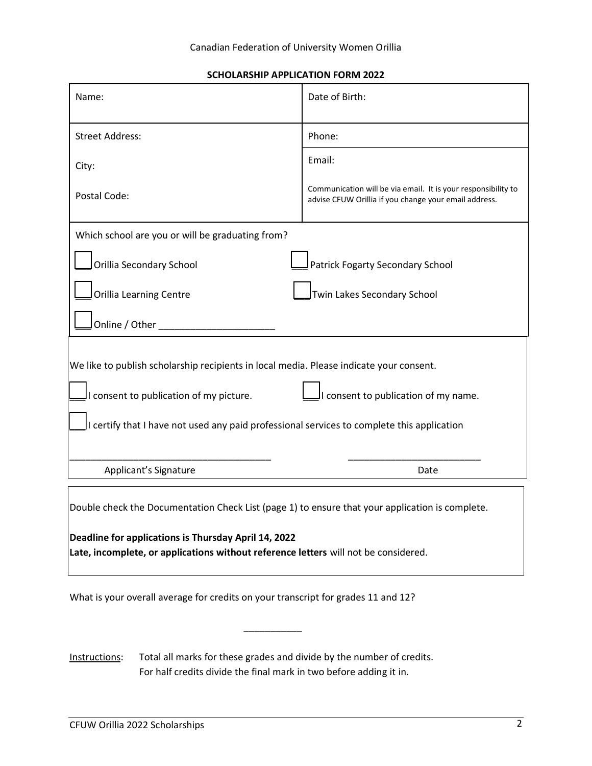Canadian Federation of University Women Orillia

**SCHOLARSHIP APPLICATION FORM 2022**

| Name: | Date of Birth: |
|---|---|
| Street Address:<br><br>City:<br><br>Postal Code: | Phone:<br><br>Email:<br><br>Communication will be via email. It is your responsibility to advise CFUW Orillia if you change your email address. |

Which school are you or will be graduating from?

☐ Orillia Secondary School ☐ Patrick Fogarty Secondary School

☐ Orillia Learning Centre ☐ Twin Lakes Secondary School

☐ Online / Other ______________________

We like to publish scholarship recipients in local media. Please indicate your consent.

☐ I consent to publication of my picture. ☐ I consent to publication of my name.

☐ I certify that I have not used any paid professional services to complete this application

_______________________________________ _________________________

Applicant's Signature Date

Double check the Documentation Check List (page 1) to ensure that your application is complete.

**Deadline for applications is Thursday April 14, 2022**
**Late, incomplete, or applications without reference letters** will not be considered.

What is your overall average for credits on your transcript for grades 11 and 12?

___________

Instructions: Total all marks for these grades and divide by the number of credits.
For half credits divide the final mark in two before adding it in.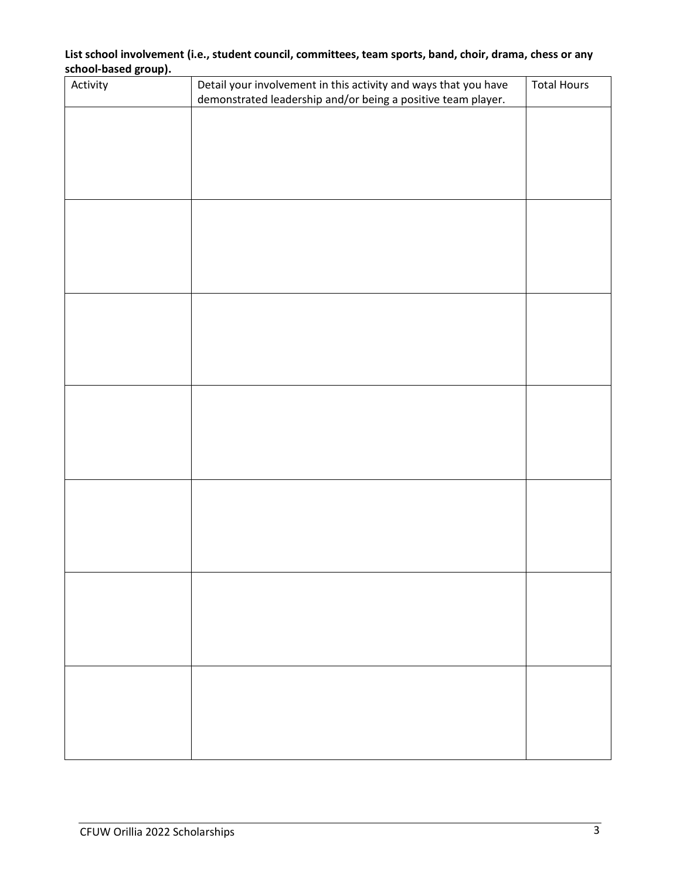**List school involvement (i.e., student council, committees, team sports, band, choir, drama, chess or any school-based group).**

| Activity | Detail your involvement in this activity and ways that you have demonstrated leadership and/or being a positive team player. | Total Hours |
|---|---|---|
| | | |
| | | |
| | | |
| | | |
| | | |
| | | |
| | | |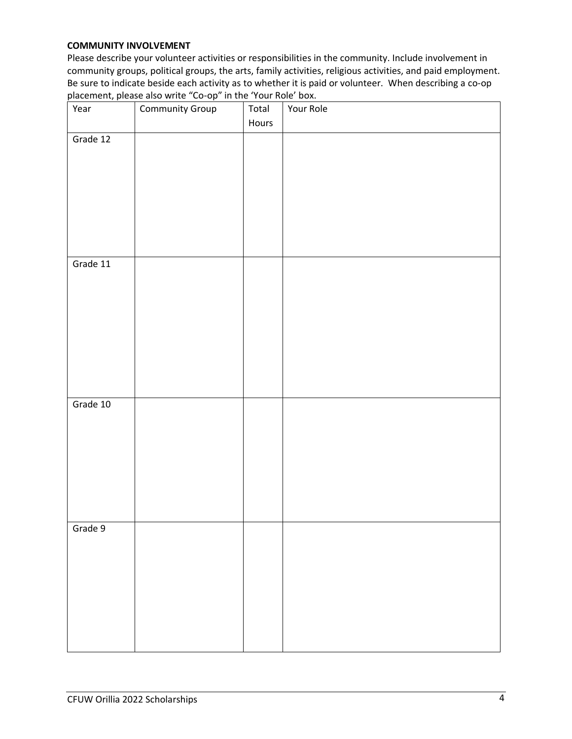**COMMUNITY INVOLVEMENT**

Please describe your volunteer activities or responsibilities in the community. Include involvement in community groups, political groups, the arts, family activities, religious activities, and paid employment. Be sure to indicate beside each activity as to whether it is paid or volunteer. When describing a co-op placement, please also write "Co-op" in the 'Your Role' box.

| Year | Community Group | Total Hours | Your Role |
|---|---|---|---|
| Grade 12 | | | |
| Grade 11 | | | |
| Grade 10 | | | |
| Grade 9 | | | |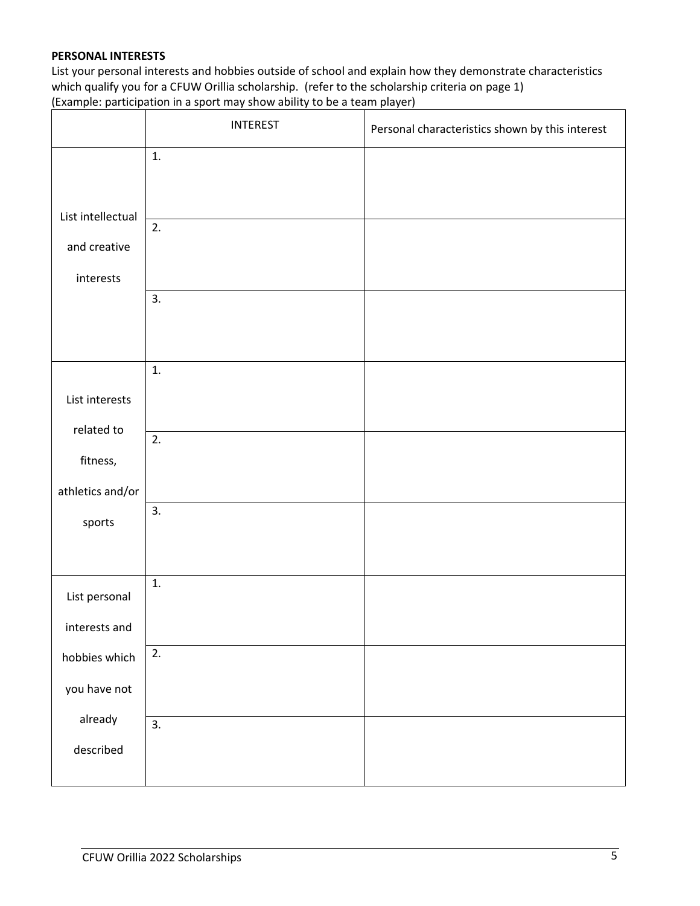**PERSONAL INTERESTS**

List your personal interests and hobbies outside of school and explain how they demonstrate characteristics which qualify you for a CFUW Orillia scholarship. (refer to the scholarship criteria on page 1)
(Example: participation in a sport may show ability to be a team player)

| | INTEREST | Personal characteristics shown by this interest |
|---|---|---|
| List intellectual and creative interests | 1. | |
| | 2. | |
| | 3. | |
| List interests related to fitness, athletics and/or sports | 1. | |
| | 2. | |
| | 3. | |
| List personal interests and hobbies which you have not already described | 1. | |
| | 2. | |
| | 3. | |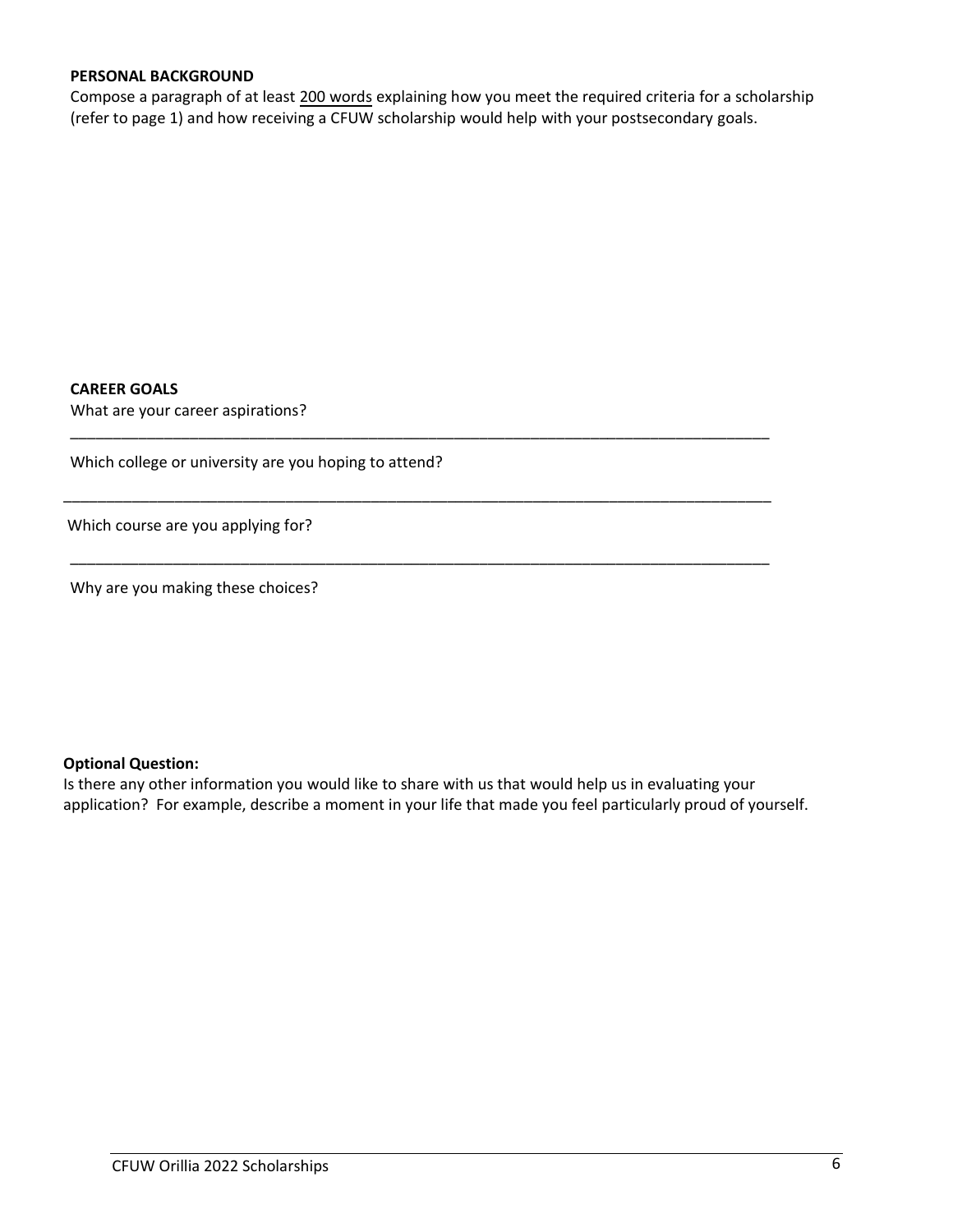**PERSONAL BACKGROUND**

Compose a paragraph of at least <u>200 words</u> explaining how you meet the required criteria for a scholarship (refer to page 1) and how receiving a CFUW scholarship would help with your postsecondary goals.

**CAREER GOALS**

What are your career aspirations?

\_\_\_\_\_\_\_\_\_\_\_\_\_\_\_\_\_\_\_\_\_\_\_\_\_\_\_\_\_\_\_\_\_\_\_\_\_\_\_\_\_\_\_\_\_\_\_\_\_\_\_\_\_\_\_\_\_\_\_\_\_\_\_\_\_\_\_\_\_\_\_\_

Which college or university are you hoping to attend?

\_\_\_\_\_\_\_\_\_\_\_\_\_\_\_\_\_\_\_\_\_\_\_\_\_\_\_\_\_\_\_\_\_\_\_\_\_\_\_\_\_\_\_\_\_\_\_\_\_\_\_\_\_\_\_\_\_\_\_\_\_\_\_\_\_\_\_\_\_\_\_\_

Which course are you applying for?

\_\_\_\_\_\_\_\_\_\_\_\_\_\_\_\_\_\_\_\_\_\_\_\_\_\_\_\_\_\_\_\_\_\_\_\_\_\_\_\_\_\_\_\_\_\_\_\_\_\_\_\_\_\_\_\_\_\_\_\_\_\_\_\_\_\_\_\_\_\_\_\_

Why are you making these choices?

**Optional Question:**

Is there any other information you would like to share with us that would help us in evaluating your application? For example, describe a moment in your life that made you feel particularly proud of yourself.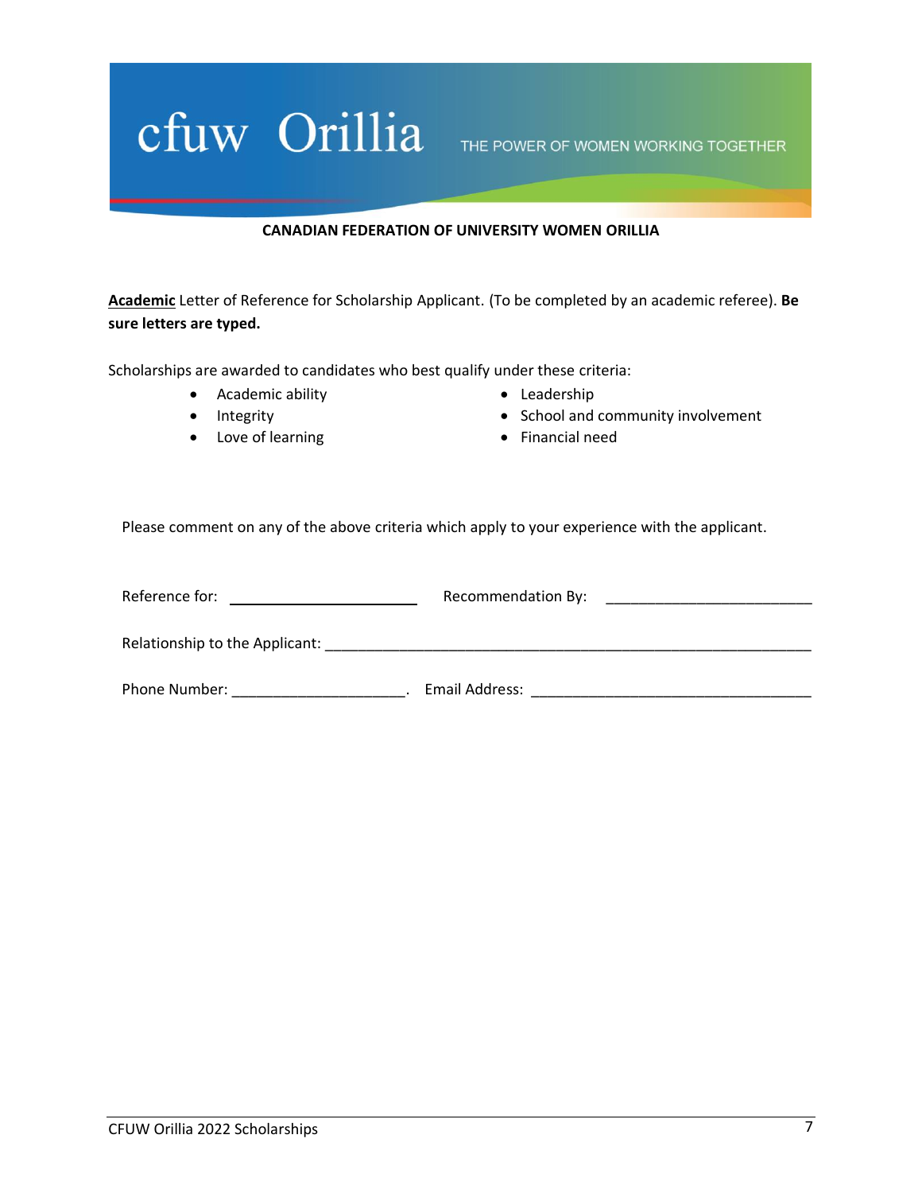cfuw Orillia THE POWER OF WOMEN WORKING TOGETHER

**CANADIAN FEDERATION OF UNIVERSITY WOMEN ORILLIA**

**Academic** Letter of Reference for Scholarship Applicant. (To be completed by an academic referee). **Be sure letters are typed.**

Scholarships are awarded to candidates who best qualify under these criteria:

- Academic ability
- Integrity
- Love of learning
- Leadership
- School and community involvement
- Financial need

Please comment on any of the above criteria which apply to your experience with the applicant.

Reference for: ______________________ Recommendation By: ______________________

Relationship to the Applicant: ______________________________________________________

Phone Number: ____________________. Email Address: _______________________________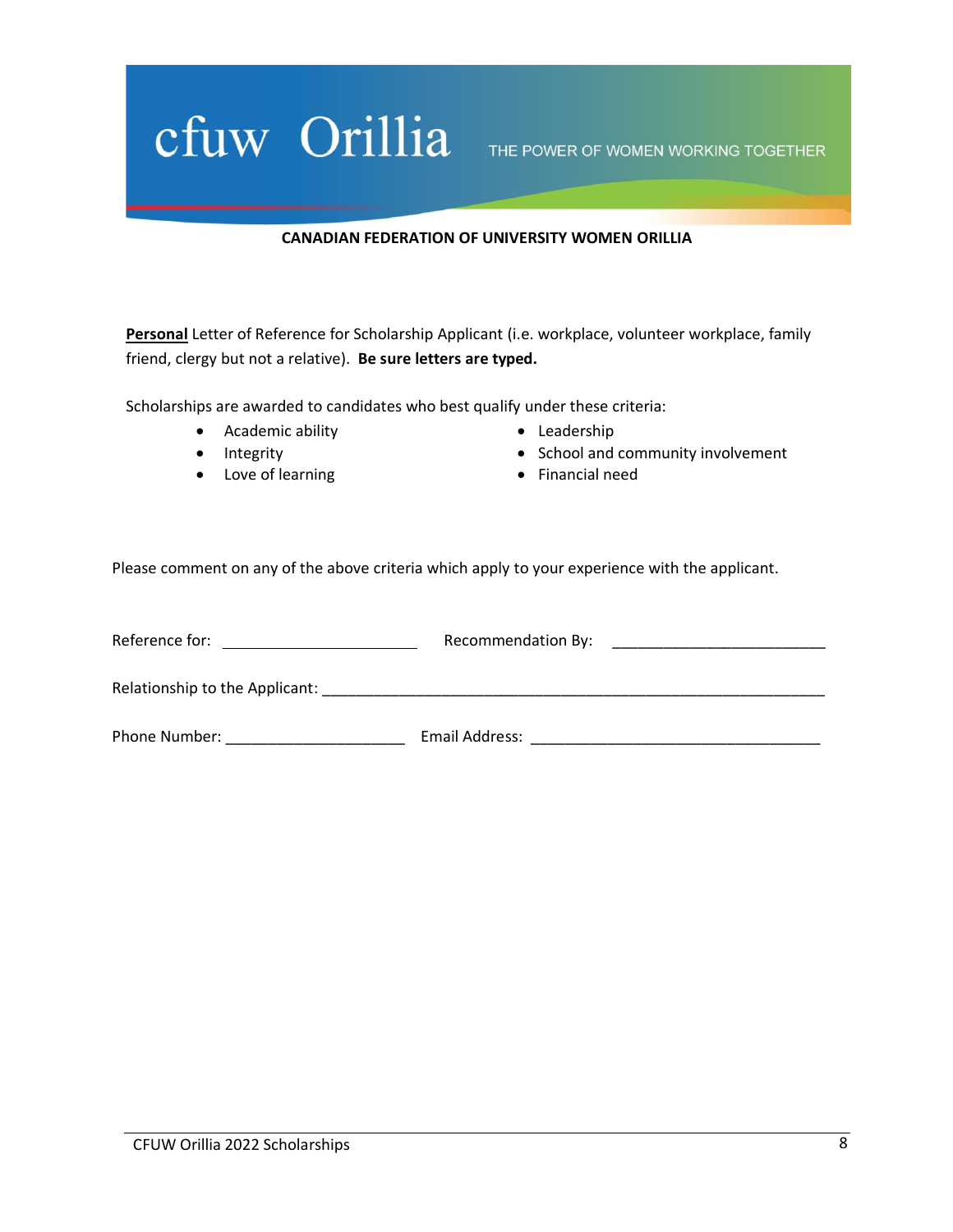cfuw Orillia THE POWER OF WOMEN WORKING TOGETHER

**CANADIAN FEDERATION OF UNIVERSITY WOMEN ORILLIA**

**Personal** Letter of Reference for Scholarship Applicant (i.e. workplace, volunteer workplace, family friend, clergy but not a relative). **Be sure letters are typed.**

Scholarships are awarded to candidates who best qualify under these criteria:

- Academic ability
- Integrity
- Love of learning
- Leadership
- School and community involvement
- Financial need

Please comment on any of the above criteria which apply to your experience with the applicant.

Reference for: ______________________ Recommendation By: ________________________

Relationship to the Applicant: ____________________________________________________________

Phone Number: ____________________ Email Address: ________________________________